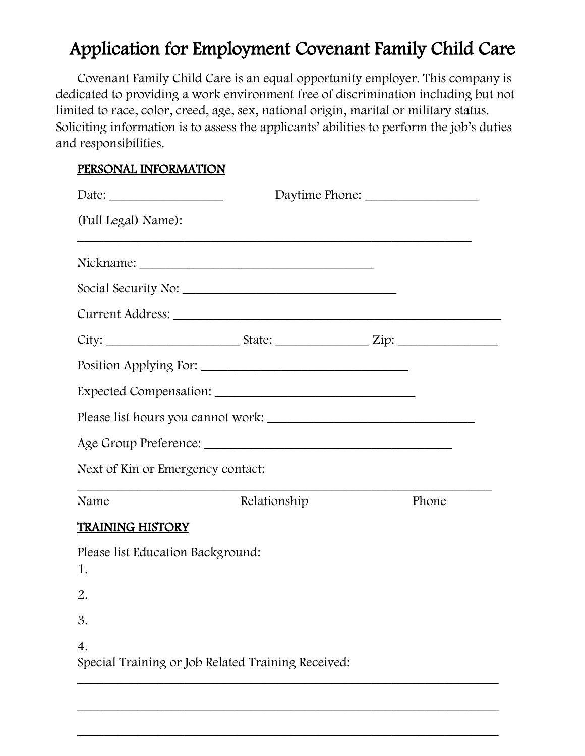# Application for Employment Covenant Family Child Care

Covenant Family Child Care is an equal opportunity employer. This company is dedicated to providing a work environment free of discrimination including but not limited to race, color, creed, age, sex, national origin, marital or military status. Soliciting information is to assess the applicants' abilities to perform the job's duties and responsibilities.

## PERSONAL INFORMATION

Date: __________________ Daytime Phone: __________________

(Full Legal) Name):

________________________________________________________________

Nickname: ______________________________________

Social Security No: ___________________________________

Current Address: _____________________________________________________

City: _____________________ State: _______________ Zip: ________________

Position Applying For: __________________________________

Expected Compensation: _________________________________

Please list hours you cannot work: _________________________________

Age Group Preference: ________________________________________

Next of Kin or Emergency contact:

___________________________________________________________________

Name Relationship Phone

## TRAINING HISTORY

Please list Education Background:

1.

2.

3.

4.

Special Training or Job Related Training Received:

___________________________________________________________________

___________________________________________________________________

___________________________________________________________________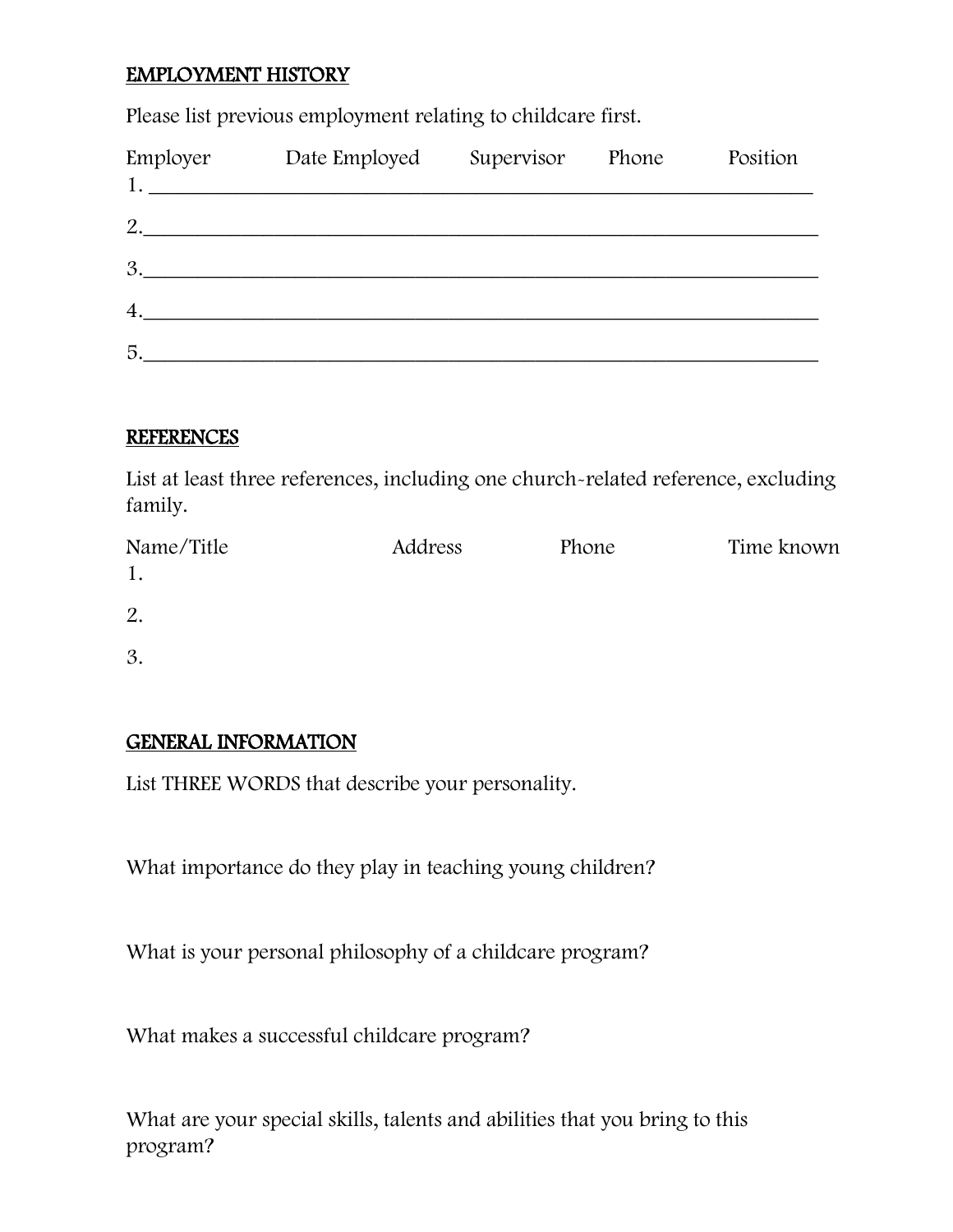## EMPLOYMENT HISTORY

Please list previous employment relating to childcare first.

| | Employer | Date Employed | Supervisor | Phone | Position |
|---|---|---|---|---|---|
| 1. | | | | | |
| 2. | | | | | |
| 3. | | | | | |
| 4. | | | | | |
| 5. | | | | | |

## REFERENCES

List at least three references, including one church-related reference, excluding family.

| | Name/Title | Address | Phone | Time known |
|---|---|---|---|---|
| 1. | | | | |
| 2. | | | | |
| 3. | | | | |

## GENERAL INFORMATION

List THREE WORDS that describe your personality.

What importance do they play in teaching young children?

What is your personal philosophy of a childcare program?

What makes a successful childcare program?

What are your special skills, talents and abilities that you bring to this program?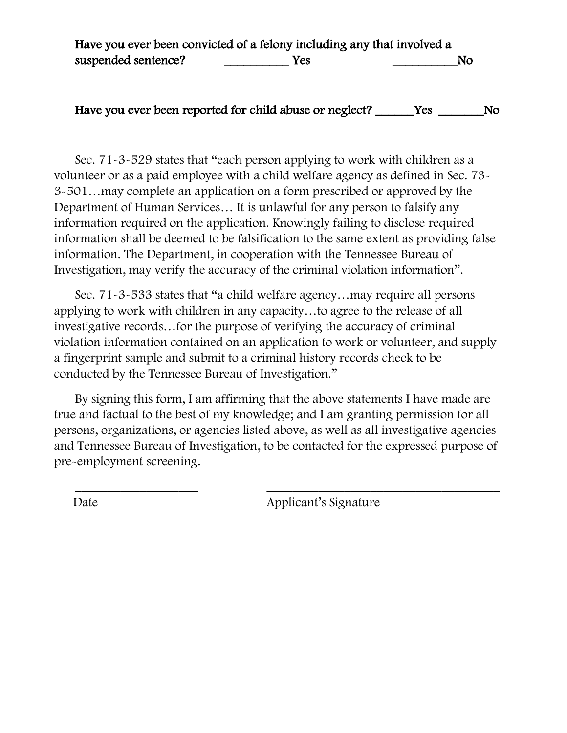**Have you ever been convicted of a felony including any that involved a suspended sentence?** ___________ **Yes** ___________**No**

**Have you ever been reported for child abuse or neglect?** _______**Yes** ________**No**

Sec. 71-3-529 states that "each person applying to work with children as a volunteer or as a paid employee with a child welfare agency as defined in Sec. 73-3-501…may complete an application on a form prescribed or approved by the Department of Human Services… It is unlawful for any person to falsify any information required on the application. Knowingly failing to disclose required information shall be deemed to be falsification to the same extent as providing false information. The Department, in cooperation with the Tennessee Bureau of Investigation, may verify the accuracy of the criminal violation information".

Sec. 71-3-533 states that "a child welfare agency…may require all persons applying to work with children in any capacity…to agree to the release of all investigative records…for the purpose of verifying the accuracy of criminal violation information contained on an application to work or volunteer, and supply a fingerprint sample and submit to a criminal history records check to be conducted by the Tennessee Bureau of Investigation."

By signing this form, I am affirming that the above statements I have made are true and factual to the best of my knowledge; and I am granting permission for all persons, organizations, or agencies listed above, as well as all investigative agencies and Tennessee Bureau of Investigation, to be contacted for the expressed purpose of pre-employment screening.

_____________________ _______________________________________

Date Applicant's Signature